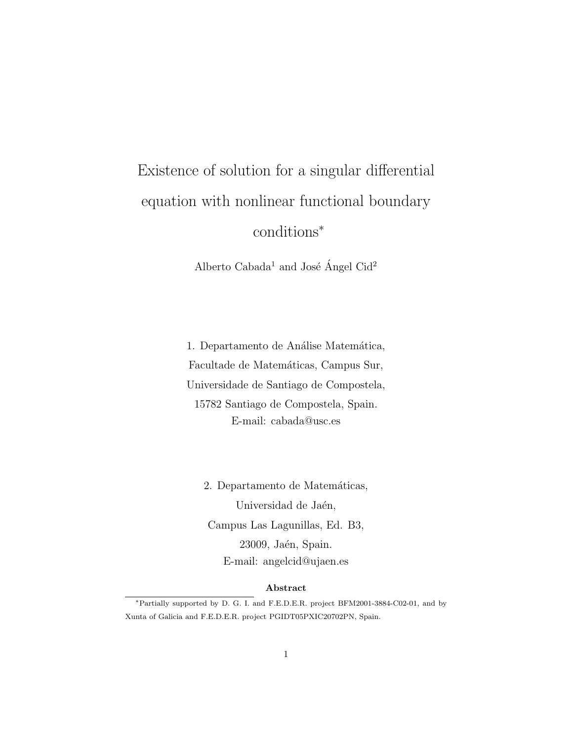# Existence of solution for a singular differential equation with nonlinear functional boundary conditions*

Alberto Cabada[1] and José Ángel Cid[2]

1. Departamento de Análise Matemática,
Facultade de Matemáticas, Campus Sur,
Universidade de Santiago de Compostela,
15782 Santiago de Compostela, Spain.
E-mail: cabada@usc.es

2. Departamento de Matemáticas,
Universidad de Jaén,
Campus Las Lagunillas, Ed. B3,
23009, Jaén, Spain.
E-mail: angelcid@ujaen.es

**Abstract**

*Partially supported by D. G. I. and F.E.D.E.R. project BFM2001-3884-C02-01, and by Xunta of Galicia and F.E.D.E.R. project PGIDT05PXIC20702PN, Spain.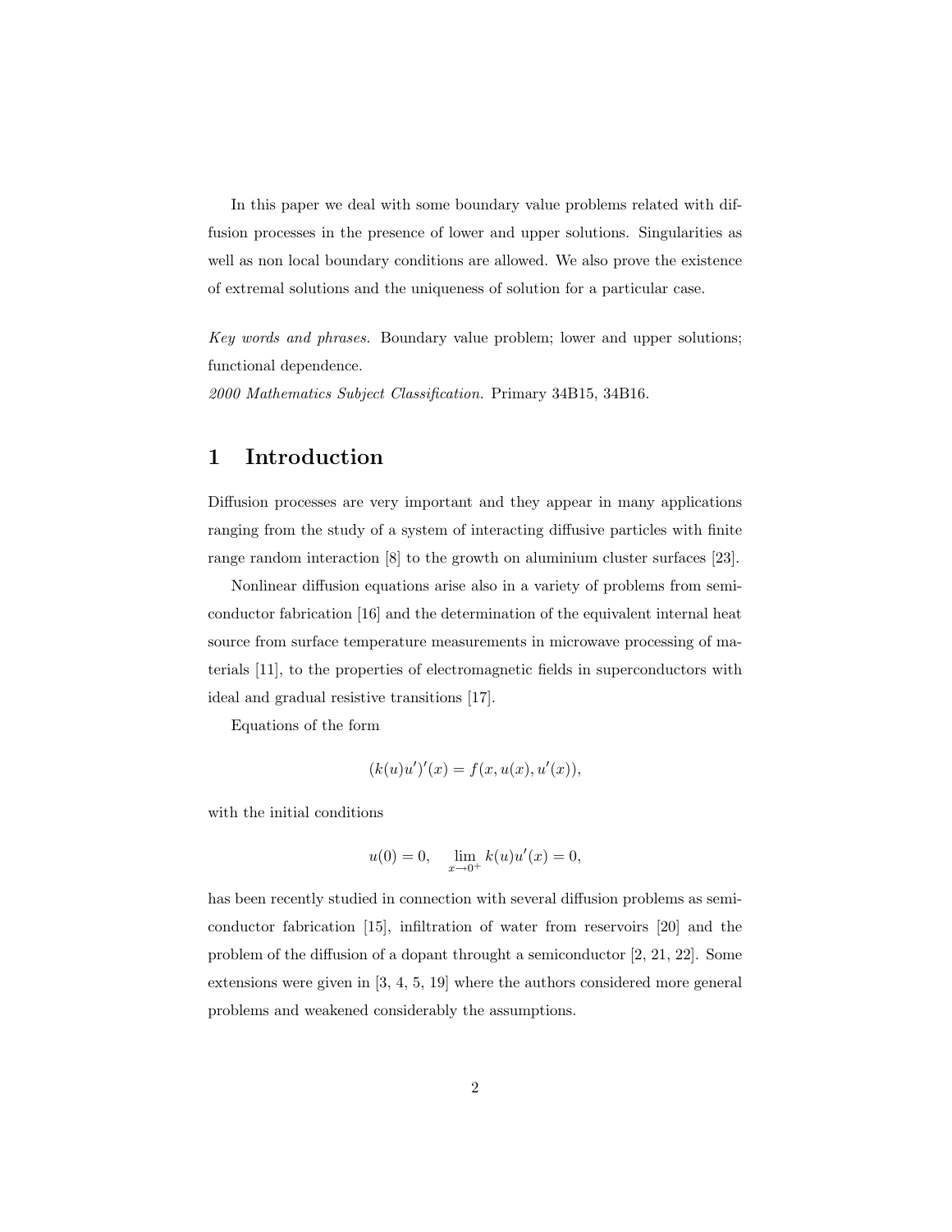In this paper we deal with some boundary value problems related with diffusion processes in the presence of lower and upper solutions. Singularities as well as non local boundary conditions are allowed. We also prove the existence of extremal solutions and the uniqueness of solution for a particular case.

*Key words and phrases.* Boundary value problem; lower and upper solutions; functional dependence.

*2000 Mathematics Subject Classification.* Primary 34B15, 34B16.

# 1 Introduction

Diffusion processes are very important and they appear in many applications ranging from the study of a system of interacting diffusive particles with finite range random interaction [8] to the growth on aluminium cluster surfaces [23].

Nonlinear diffusion equations arise also in a variety of problems from semiconductor fabrication [16] and the determination of the equivalent internal heat source from surface temperature measurements in microwave processing of materials [11], to the properties of electromagnetic fields in superconductors with ideal and gradual resistive transitions [17].

Equations of the form

$$(k(u)u')'(x) = f(x, u(x), u'(x)),$$

with the initial conditions

$$u(0) = 0, \quad \lim_{x \to 0^+} k(u)u'(x) = 0,$$

has been recently studied in connection with several diffusion problems as semiconductor fabrication [15], infiltration of water from reservoirs [20] and the problem of the diffusion of a dopant throught a semiconductor [2, 21, 22]. Some extensions were given in [3, 4, 5, 19] where the authors considered more general problems and weakened considerably the assumptions.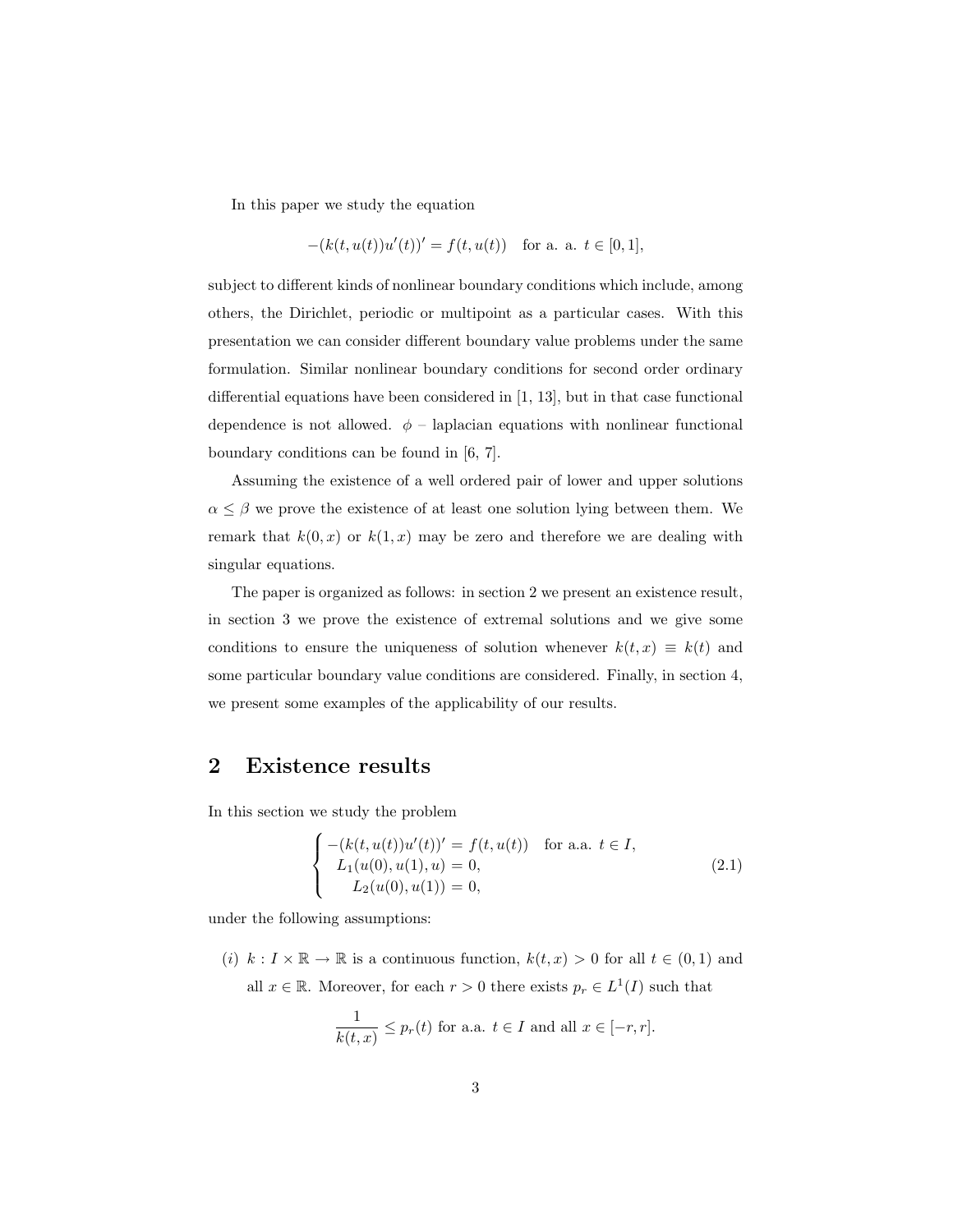In this paper we study the equation

$$-(k(t,u(t))u'(t))' = f(t,u(t)) \quad \text{for a. a. } t \in [0,1],$$

subject to different kinds of nonlinear boundary conditions which include, among others, the Dirichlet, periodic or multipoint as a particular cases. With this presentation we can consider different boundary value problems under the same formulation. Similar nonlinear boundary conditions for second order ordinary differential equations have been considered in [1, 13], but in that case functional dependence is not allowed. $\phi$ – laplacian equations with nonlinear functional boundary conditions can be found in [6, 7].

Assuming the existence of a well ordered pair of lower and upper solutions $\alpha \leq \beta$ we prove the existence of at least one solution lying between them. We remark that $k(0,x)$ or $k(1,x)$ may be zero and therefore we are dealing with singular equations.

The paper is organized as follows: in section 2 we present an existence result, in section 3 we prove the existence of extremal solutions and we give some conditions to ensure the uniqueness of solution whenever $k(t,x) \equiv k(t)$ and some particular boundary value conditions are considered. Finally, in section 4, we present some examples of the applicability of our results.

## 2 Existence results

In this section we study the problem

$$\begin{cases} -(k(t,u(t))u'(t))' = f(t,u(t)) & \text{for a.a. } t \in I, \\ L_1(u(0),u(1),u) = 0, \\ L_2(u(0),u(1)) = 0, \end{cases} \tag{2.1}$$

under the following assumptions:

$(i)$ $k : I \times \mathbb{R} \to \mathbb{R}$ is a continuous function, $k(t,x) > 0$ for all $t \in (0,1)$ and all $x \in \mathbb{R}$. Moreover, for each $r > 0$ there exists $p_r \in L^1(I)$ such that

$$\frac{1}{k(t,x)} \leq p_r(t) \text{ for a.a. } t \in I \text{ and all } x \in [-r,r].$$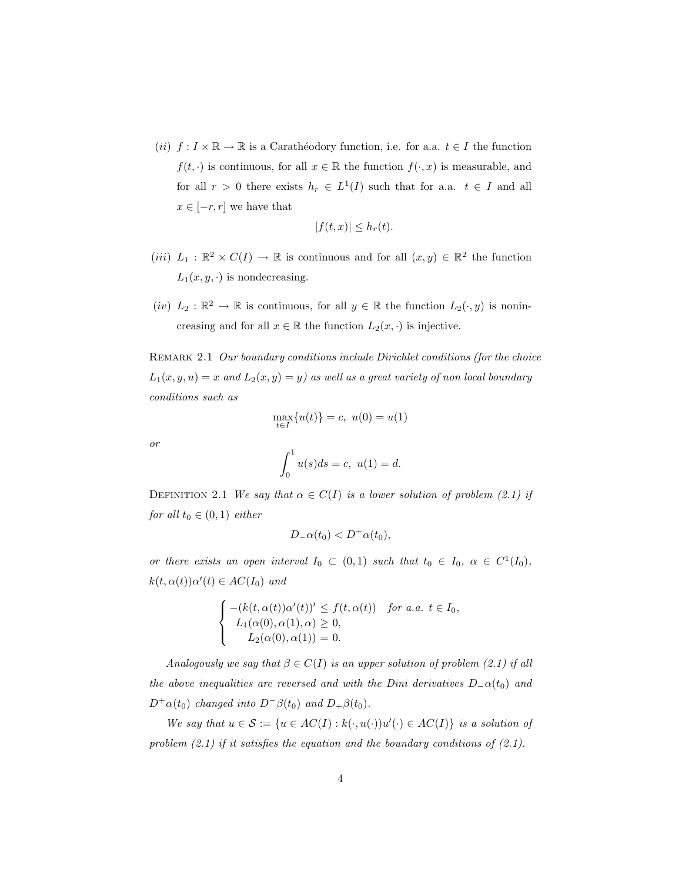(*ii*) $f : I \times \mathbb{R} \to \mathbb{R}$ is a Carathéodory function, i.e. for a.a. $t \in I$ the function $f(t, \cdot)$ is continuous, for all $x \in \mathbb{R}$ the function $f(\cdot, x)$ is measurable, and for all $r > 0$ there exists $h_r \in L^1(I)$ such that for a.a. $t \in I$ and all $x \in [-r, r]$ we have that

$$|f(t, x)| \leq h_r(t).$$

(*iii*) $L_1 : \mathbb{R}^2 \times C(I) \to \mathbb{R}$ is continuous and for all $(x, y) \in \mathbb{R}^2$ the function $L_1(x, y, \cdot)$ is nondecreasing.

(*iv*) $L_2 : \mathbb{R}^2 \to \mathbb{R}$ is continuous, for all $y \in \mathbb{R}$ the function $L_2(\cdot, y)$ is nonincreasing and for all $x \in \mathbb{R}$ the function $L_2(x, \cdot)$ is injective.

Remark 2.1 *Our boundary conditions include Dirichlet conditions (for the choice $L_1(x, y, u) = x$ and $L_2(x, y) = y$) as well as a great variety of non local boundary conditions such as*

$$\max_{t \in I}\{u(t)\} = c, \; u(0) = u(1)$$

*or*

$$\int_0^1 u(s)ds = c, \; u(1) = d.$$

Definition 2.1 *We say that $\alpha \in C(I)$ is a lower solution of problem (2.1) if for all $t_0 \in (0, 1)$ either*

$$D_{-}\alpha(t_0) < D^{+}\alpha(t_0),$$

*or there exists an open interval $I_0 \subset (0, 1)$ such that $t_0 \in I_0$, $\alpha \in C^1(I_0)$, $k(t, \alpha(t))\alpha'(t) \in AC(I_0)$ and*

$$\begin{cases} -(k(t, \alpha(t))\alpha'(t))' \leq f(t, \alpha(t)) & \text{for a.a. } t \in I_0, \\ L_1(\alpha(0), \alpha(1), \alpha) \geq 0, \\ L_2(\alpha(0), \alpha(1)) = 0. \end{cases}$$

*Analogously we say that $\beta \in C(I)$ is an upper solution of problem (2.1) if all the above inequalities are reversed and with the Dini derivatives $D_{-}\alpha(t_0)$ and $D^{+}\alpha(t_0)$ changed into $D^{-}\beta(t_0)$ and $D_{+}\beta(t_0)$.*

*We say that $u \in \mathcal{S} := \{u \in AC(I) : k(\cdot, u(\cdot))u'(\cdot) \in AC(I)\}$ is a solution of problem (2.1) if it satisfies the equation and the boundary conditions of (2.1).*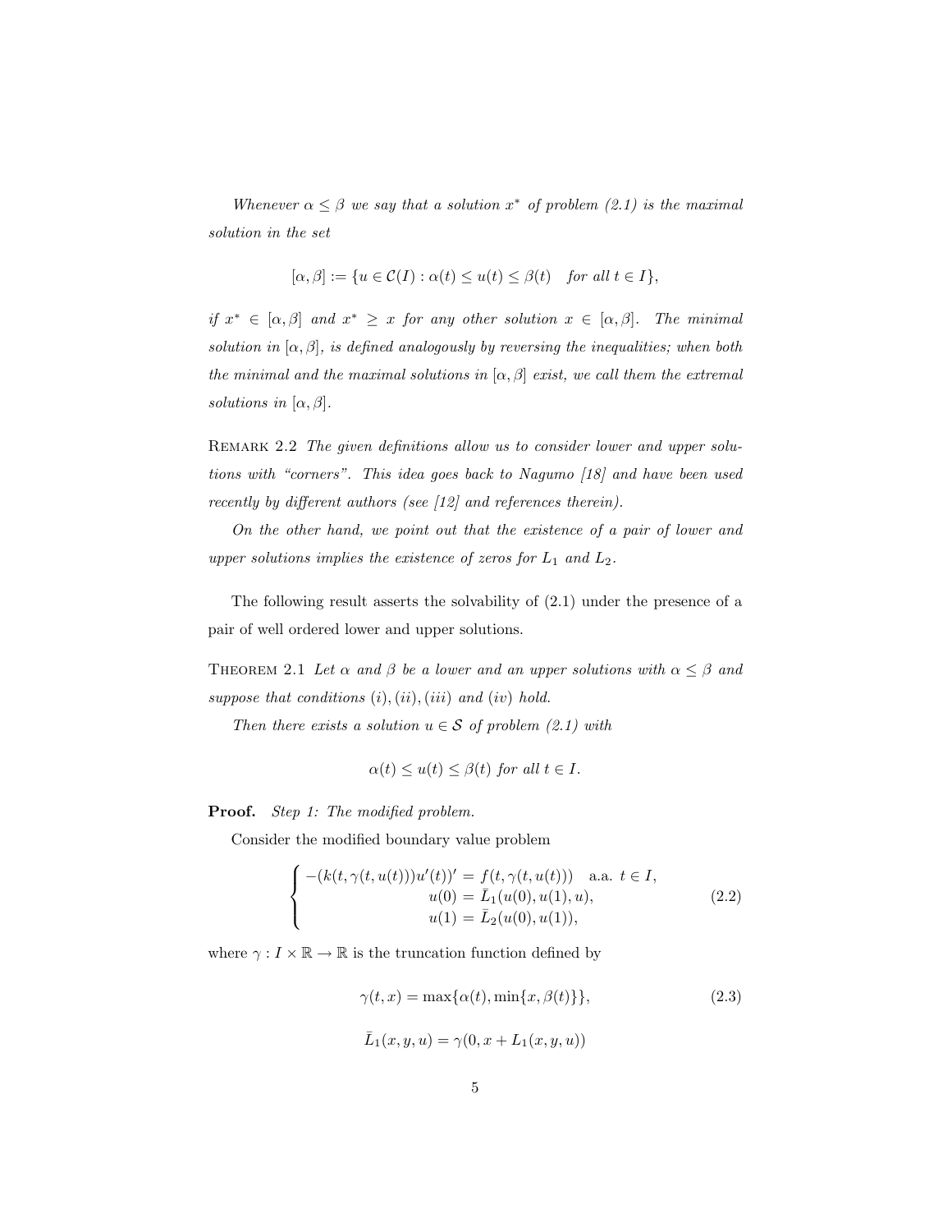*Whenever $\alpha \le \beta$ we say that a solution $x^*$ of problem (2.1) is the maximal solution in the set*

$$[\alpha, \beta] := \{u \in \mathcal{C}(I) : \alpha(t) \le u(t) \le \beta(t) \quad \text{for all } t \in I\},$$

*if $x^* \in [\alpha, \beta]$ and $x^* \ge x$ for any other solution $x \in [\alpha, \beta]$. The minimal solution in $[\alpha, \beta]$, is defined analogously by reversing the inequalities; when both the minimal and the maximal solutions in $[\alpha, \beta]$ exist, we call them the extremal solutions in $[\alpha, \beta]$.*

Remark 2.2 *The given definitions allow us to consider lower and upper solutions with "corners". This idea goes back to Nagumo [18] and have been used recently by different authors (see [12] and references therein).*

*On the other hand, we point out that the existence of a pair of lower and upper solutions implies the existence of zeros for $L_1$ and $L_2$.*

The following result asserts the solvability of (2.1) under the presence of a pair of well ordered lower and upper solutions.

Theorem 2.1 *Let $\alpha$ and $\beta$ be a lower and an upper solutions with $\alpha \le \beta$ and suppose that conditions $(i), (ii), (iii)$ and $(iv)$ hold.*

*Then there exists a solution $u \in \mathcal{S}$ of problem (2.1) with*

$$\alpha(t) \le u(t) \le \beta(t) \text{ for all } t \in I.$$

**Proof.** *Step 1: The modified problem.*

Consider the modified boundary value problem

$$\begin{cases} -(k(t, \gamma(t, u(t)))u'(t))' = f(t, \gamma(t, u(t))) \quad \text{a.a. } t \in I, \\ u(0) = \bar{L}_1(u(0), u(1), u), \\ u(1) = \bar{L}_2(u(0), u(1)), \end{cases} \tag{2.2}$$

where $\gamma : I \times \mathbb{R} \to \mathbb{R}$ is the truncation function defined by

$$\gamma(t, x) = \max\{\alpha(t), \min\{x, \beta(t)\}\}, \tag{2.3}$$

$$\bar{L}_1(x, y, u) = \gamma(0, x + L_1(x, y, u))$$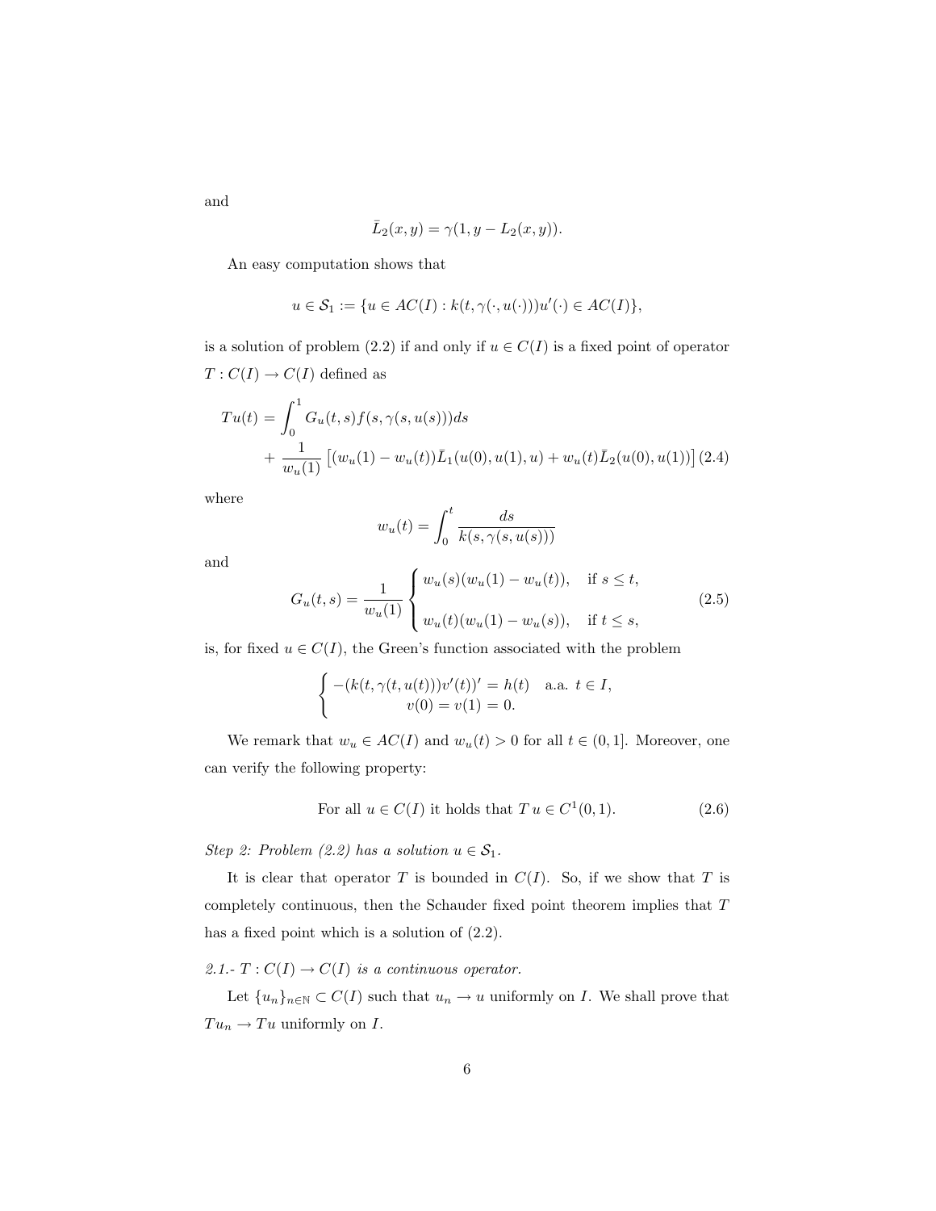and

$$\bar{L}_2(x,y) = \gamma(1, y - L_2(x,y)).$$

An easy computation shows that

$$u \in \mathcal{S}_1 := \{u \in AC(I) : k(t, \gamma(\cdot, u(\cdot)))u'(\cdot) \in AC(I)\},$$

is a solution of problem (2.2) if and only if $u \in C(I)$ is a fixed point of operator $T : C(I) \to C(I)$ defined as

$$\begin{aligned} Tu(t) &= \int_0^1 G_u(t,s) f(s, \gamma(s, u(s))) ds \\ &\quad + \frac{1}{w_u(1)} \left[ (w_u(1) - w_u(t)) \bar{L}_1(u(0), u(1), u) + w_u(t) \bar{L}_2(u(0), u(1)) \right] \end{aligned} \quad (2.4)$$

where

$$w_u(t) = \int_0^t \frac{ds}{k(s, \gamma(s, u(s)))}$$

and

$$G_u(t,s) = \frac{1}{w_u(1)} \begin{cases} w_u(s)(w_u(1) - w_u(t)), & \text{if } s \le t, \\ \\ w_u(t)(w_u(1) - w_u(s)), & \text{if } t \le s, \end{cases} \quad (2.5)$$

is, for fixed $u \in C(I)$, the Green's function associated with the problem

$$\begin{cases} -(k(t, \gamma(t, u(t)))v'(t))' = h(t) & \text{a.a. } t \in I, \\ v(0) = v(1) = 0. \end{cases}$$

We remark that $w_u \in AC(I)$ and $w_u(t) > 0$ for all $t \in (0,1]$. Moreover, one can verify the following property:

$$\text{For all } u \in C(I) \text{ it holds that } T\,u \in C^1(0,1). \quad (2.6)$$

*Step 2: Problem (2.2) has a solution $u \in \mathcal{S}_1$.*

It is clear that operator $T$ is bounded in $C(I)$. So, if we show that $T$ is completely continuous, then the Schauder fixed point theorem implies that $T$ has a fixed point which is a solution of (2.2).

*2.1.- $T : C(I) \to C(I)$ is a continuous operator.*

Let $\{u_n\}_{n \in \mathbb{N}} \subset C(I)$ such that $u_n \to u$ uniformly on $I$. We shall prove that $Tu_n \to Tu$ uniformly on $I$.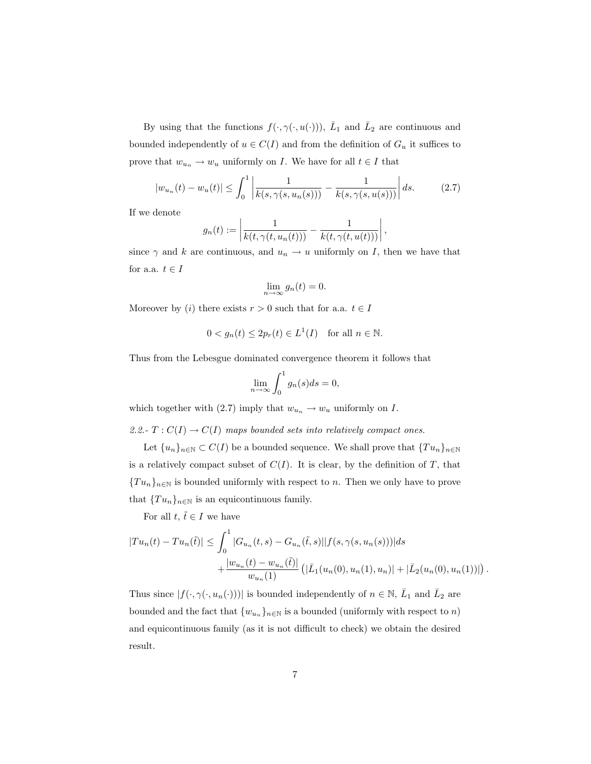By using that the functions $f(\cdot, \gamma(\cdot, u(\cdot)))$, $\bar{L}_1$ and $\bar{L}_2$ are continuous and bounded independently of $u \in C(I)$ and from the definition of $G_u$ it suffices to prove that $w_{u_n} \to w_u$ uniformly on $I$. We have for all $t \in I$ that

$$|w_{u_n}(t) - w_u(t)| \leq \int_0^1 \left| \frac{1}{k(s, \gamma(s, u_n(s)))} - \frac{1}{k(s, \gamma(s, u(s)))} \right| ds. \tag{2.7}$$

If we denote

$$g_n(t) := \left| \frac{1}{k(t, \gamma(t, u_n(t)))} - \frac{1}{k(t, \gamma(t, u(t)))} \right|,$$

since $\gamma$ and $k$ are continuous, and $u_n \to u$ uniformly on $I$, then we have that for a.a. $t \in I$

$$\lim_{n \to \infty} g_n(t) = 0.$$

Moreover by $(i)$ there exists $r > 0$ such that for a.a. $t \in I$

$$0 < g_n(t) \leq 2p_r(t) \in L^1(I) \quad \text{for all } n \in \mathbb{N}.$$

Thus from the Lebesgue dominated convergence theorem it follows that

$$\lim_{n \to \infty} \int_0^1 g_n(s) ds = 0,$$

which together with (2.7) imply that $w_{u_n} \to w_u$ uniformly on $I$.

*2.2.- $T : C(I) \to C(I)$ maps bounded sets into relatively compact ones.*

Let $\{u_n\}_{n \in \mathbb{N}} \subset C(I)$ be a bounded sequence. We shall prove that $\{Tu_n\}_{n \in \mathbb{N}}$ is a relatively compact subset of $C(I)$. It is clear, by the definition of $T$, that $\{Tu_n\}_{n \in \mathbb{N}}$ is bounded uniformly with respect to $n$. Then we only have to prove that $\{Tu_n\}_{n \in \mathbb{N}}$ is an equicontinuous family.

For all $t, \tilde{t} \in I$ we have

$$\begin{aligned} |Tu_n(t) - Tu_n(\tilde{t})| \leq & \int_0^1 |G_{u_n}(t, s) - G_{u_n}(\tilde{t}, s)||f(s, \gamma(s, u_n(s)))|ds \\ & + \frac{|w_{u_n}(t) - w_{u_n}(\tilde{t})|}{w_{u_n}(1)} \left( |\bar{L}_1(u_n(0), u_n(1), u_n)| + |\bar{L}_2(u_n(0), u_n(1))| \right). \end{aligned}$$

Thus since $|f(\cdot, \gamma(\cdot, u_n(\cdot)))|$ is bounded independently of $n \in \mathbb{N}$, $\bar{L}_1$ and $\bar{L}_2$ are bounded and the fact that $\{w_{u_n}\}_{n \in \mathbb{N}}$ is a bounded (uniformly with respect to $n$) and equicontinuous family (as it is not difficult to check) we obtain the desired result.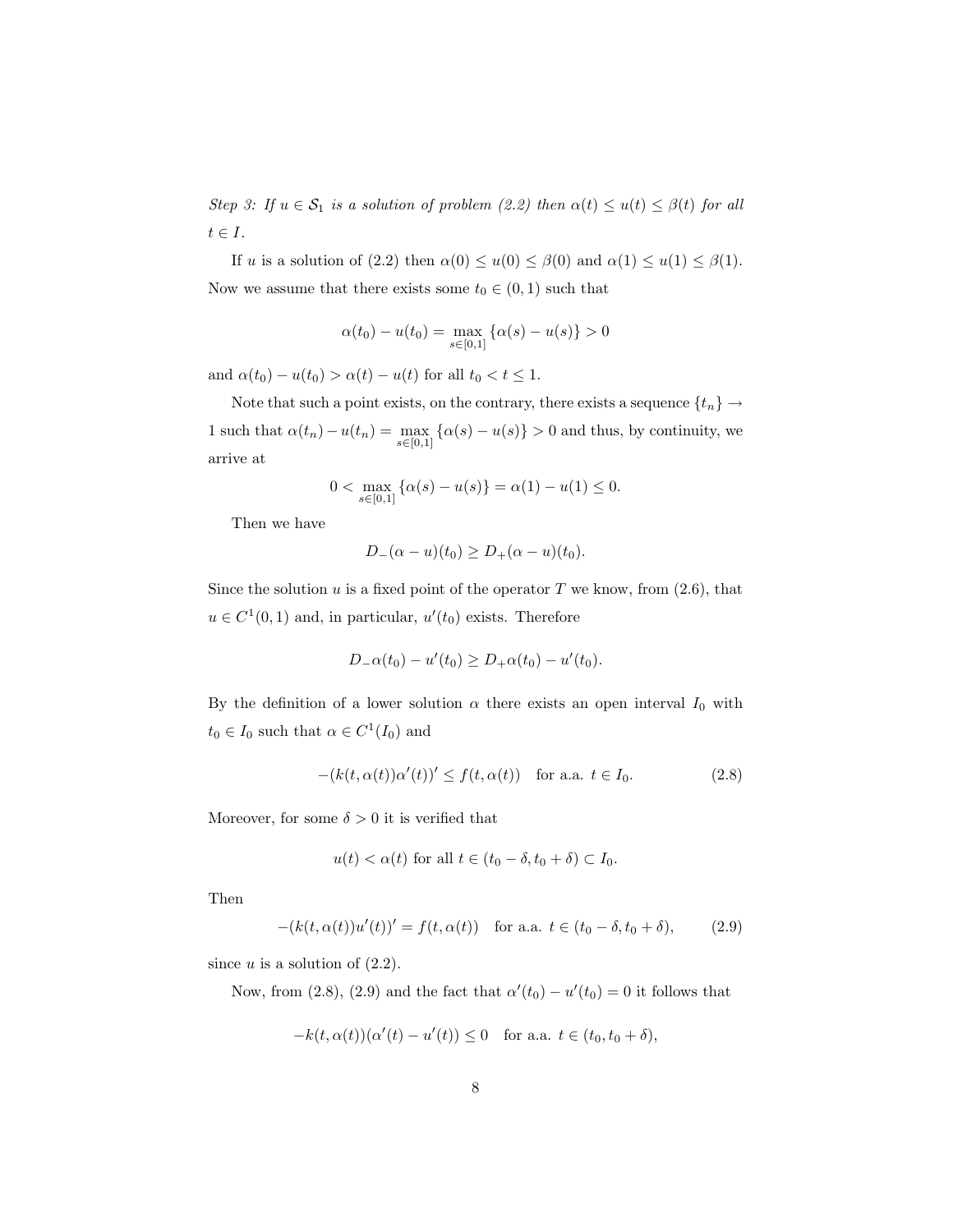*Step 3: If $u \in \mathcal{S}_1$ is a solution of problem (2.2) then $\alpha(t) \le u(t) \le \beta(t)$ for all $t \in I$.*

If $u$ is a solution of (2.2) then $\alpha(0) \le u(0) \le \beta(0)$ and $\alpha(1) \le u(1) \le \beta(1)$. Now we assume that there exists some $t_0 \in (0,1)$ such that

$$\alpha(t_0) - u(t_0) = \max_{s \in [0,1]} \{\alpha(s) - u(s)\} > 0$$

and $\alpha(t_0) - u(t_0) > \alpha(t) - u(t)$ for all $t_0 < t \le 1$.

Note that such a point exists, on the contrary, there exists a sequence $\{t_n\} \to 1$ such that $\alpha(t_n) - u(t_n) = \max_{s \in [0,1]} \{\alpha(s) - u(s)\} > 0$ and thus, by continuity, we arrive at

$$0 < \max_{s \in [0,1]} \{\alpha(s) - u(s)\} = \alpha(1) - u(1) \le 0.$$

Then we have

$$D_-(\alpha - u)(t_0) \ge D_+(\alpha - u)(t_0).$$

Since the solution $u$ is a fixed point of the operator $T$ we know, from (2.6), that $u \in C^1(0,1)$ and, in particular, $u'(t_0)$ exists. Therefore

$$D_-\alpha(t_0) - u'(t_0) \ge D_+\alpha(t_0) - u'(t_0).$$

By the definition of a lower solution $\alpha$ there exists an open interval $I_0$ with $t_0 \in I_0$ such that $\alpha \in C^1(I_0)$ and

$$-(k(t, \alpha(t))\alpha'(t))' \le f(t, \alpha(t)) \quad \text{for a.a. } t \in I_0. \tag{2.8}$$

Moreover, for some $\delta > 0$ it is verified that

$$u(t) < \alpha(t) \text{ for all } t \in (t_0 - \delta, t_0 + \delta) \subset I_0.$$

Then

$$-(k(t, \alpha(t))u'(t))' = f(t, \alpha(t)) \quad \text{for a.a. } t \in (t_0 - \delta, t_0 + \delta), \tag{2.9}$$

since $u$ is a solution of (2.2).

Now, from (2.8), (2.9) and the fact that $\alpha'(t_0) - u'(t_0) = 0$ it follows that

$$-k(t, \alpha(t))(\alpha'(t) - u'(t)) \le 0 \quad \text{for a.a. } t \in (t_0, t_0 + \delta),$$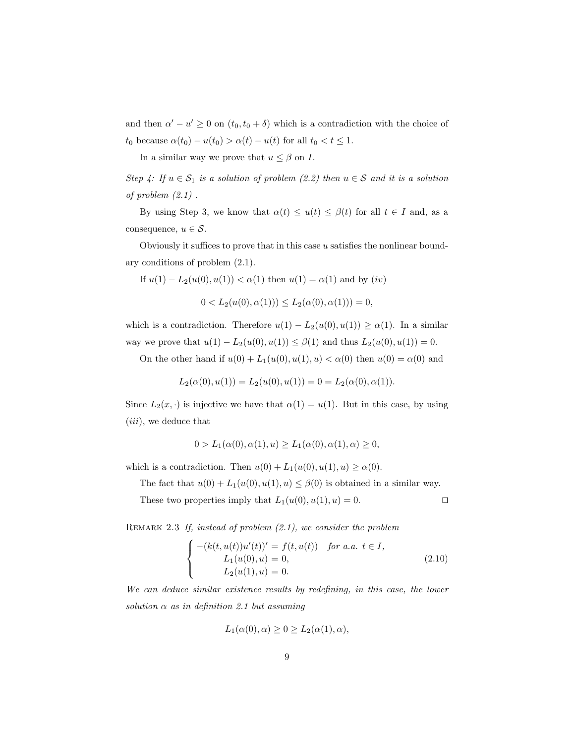and then $\alpha' - u' \geq 0$ on $(t_0, t_0 + \delta)$ which is a contradiction with the choice of $t_0$ because $\alpha(t_0) - u(t_0) > \alpha(t) - u(t)$ for all $t_0 < t \leq 1$.

In a similar way we prove that $u \leq \beta$ on $I$.

*Step 4: If $u \in \mathcal{S}_1$ is a solution of problem (2.2) then $u \in \mathcal{S}$ and it is a solution of problem (2.1) .*

By using Step 3, we know that $\alpha(t) \leq u(t) \leq \beta(t)$ for all $t \in I$ and, as a consequence, $u \in \mathcal{S}$.

Obviously it suffices to prove that in this case $u$ satisfies the nonlinear boundary conditions of problem (2.1).

If $u(1) - L_2(u(0), u(1)) < \alpha(1)$ then $u(1) = \alpha(1)$ and by $(iv)$

$$0 < L_2(u(0), \alpha(1))) \leq L_2(\alpha(0), \alpha(1))) = 0,$$

which is a contradiction. Therefore $u(1) - L_2(u(0), u(1)) \geq \alpha(1)$. In a similar way we prove that $u(1) - L_2(u(0), u(1)) \leq \beta(1)$ and thus $L_2(u(0), u(1)) = 0$.

On the other hand if $u(0) + L_1(u(0), u(1), u) < \alpha(0)$ then $u(0) = \alpha(0)$ and

$$L_2(\alpha(0), u(1)) = L_2(u(0), u(1)) = 0 = L_2(\alpha(0), \alpha(1)).$$

Since $L_2(x, \cdot)$ is injective we have that $\alpha(1) = u(1)$. But in this case, by using $(iii)$, we deduce that

$$0 > L_1(\alpha(0), \alpha(1), u) \geq L_1(\alpha(0), \alpha(1), \alpha) \geq 0,$$

which is a contradiction. Then $u(0) + L_1(u(0), u(1), u) \geq \alpha(0)$.

The fact that $u(0) + L_1(u(0), u(1), u) \leq \beta(0)$ is obtained in a similar way.

These two properties imply that $L_1(u(0), u(1), u) = 0$. $\square$

Remark 2.3 *If, instead of problem (2.1), we consider the problem*

$$\begin{cases} -(k(t, u(t))u'(t))' = f(t, u(t)) \quad \text{for a.a. } t \in I, \\ \qquad L_1(u(0), u) = 0, \\ \qquad L_2(u(1), u) = 0. \end{cases} \tag{2.10}$$

*We can deduce similar existence results by redefining, in this case, the lower solution $\alpha$ as in definition 2.1 but assuming*

$$L_1(\alpha(0), \alpha) \geq 0 \geq L_2(\alpha(1), \alpha),$$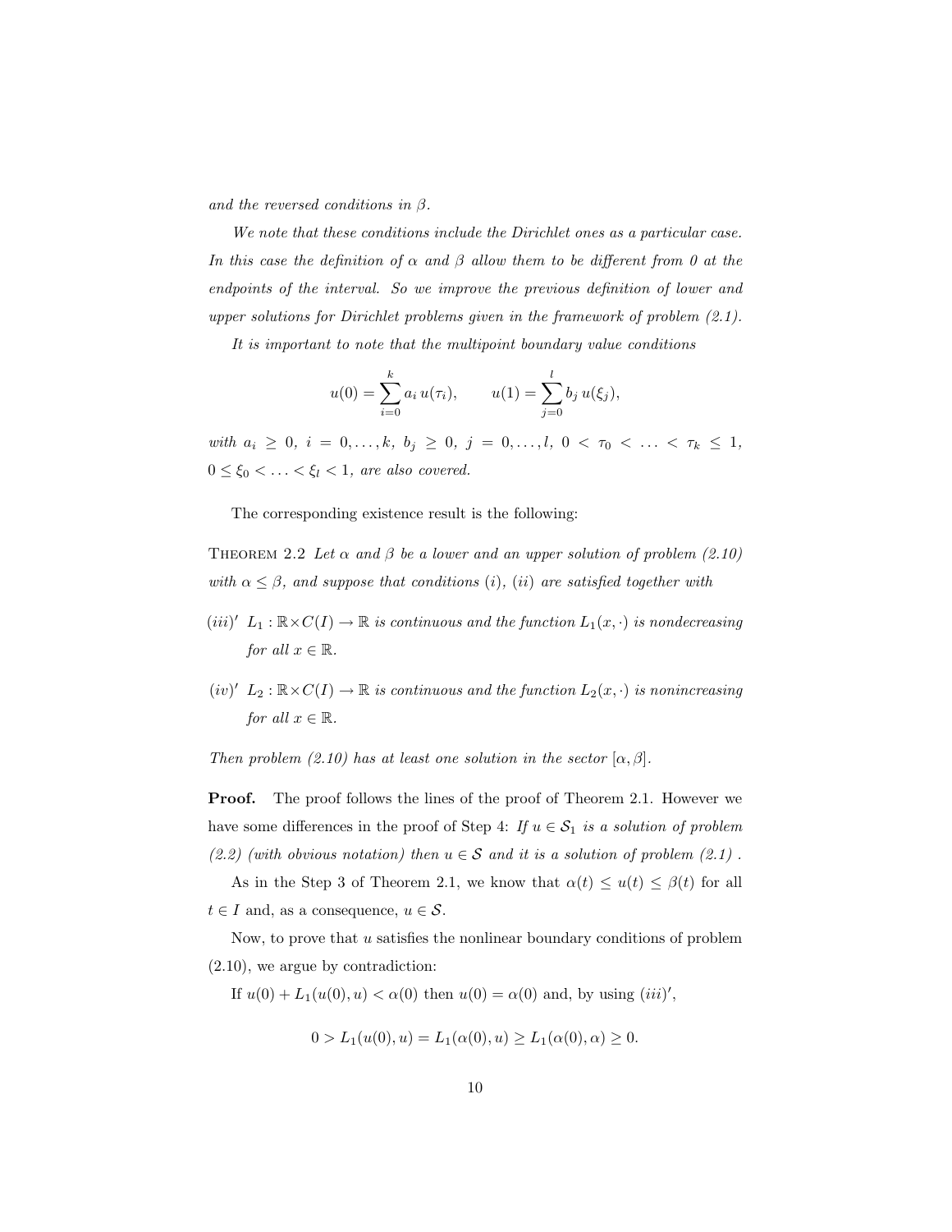*and the reversed conditions in $\beta$.*

*We note that these conditions include the Dirichlet ones as a particular case. In this case the definition of $\alpha$ and $\beta$ allow them to be different from 0 at the endpoints of the interval. So we improve the previous definition of lower and upper solutions for Dirichlet problems given in the framework of problem (2.1).*

*It is important to note that the multipoint boundary value conditions*

$$u(0) = \sum_{i=0}^{k} a_i \, u(\tau_i), \qquad u(1) = \sum_{j=0}^{l} b_j \, u(\xi_j),$$

*with $a_i \geq 0$, $i = 0, \ldots, k$, $b_j \geq 0$, $j = 0, \ldots, l$, $0 < \tau_0 < \ldots < \tau_k \leq 1$, $0 \leq \xi_0 < \ldots < \xi_l < 1$, are also covered.*

The corresponding existence result is the following:

THEOREM 2.2 *Let $\alpha$ and $\beta$ be a lower and an upper solution of problem (2.10) with $\alpha \leq \beta$, and suppose that conditions $(i)$, $(ii)$ are satisfied together with*

- $(iii)'$ *$L_1 : \mathbb{R} \times C(I) \to \mathbb{R}$ is continuous and the function $L_1(x, \cdot)$ is nondecreasing for all $x \in \mathbb{R}$.*
- $(iv)'$ *$L_2 : \mathbb{R} \times C(I) \to \mathbb{R}$ is continuous and the function $L_2(x, \cdot)$ is nonincreasing for all $x \in \mathbb{R}$.*

*Then problem (2.10) has at least one solution in the sector $[\alpha, \beta]$.*

**Proof.** The proof follows the lines of the proof of Theorem 2.1. However we have some differences in the proof of Step 4: *If $u \in \mathcal{S}_1$ is a solution of problem (2.2) (with obvious notation) then $u \in \mathcal{S}$ and it is a solution of problem (2.1) .*

As in the Step 3 of Theorem 2.1, we know that $\alpha(t) \leq u(t) \leq \beta(t)$ for all $t \in I$ and, as a consequence, $u \in \mathcal{S}$.

Now, to prove that $u$ satisfies the nonlinear boundary conditions of problem (2.10), we argue by contradiction:

If $u(0) + L_1(u(0), u) < \alpha(0)$ then $u(0) = \alpha(0)$ and, by using $(iii)'$,

$$0 > L_1(u(0), u) = L_1(\alpha(0), u) \geq L_1(\alpha(0), \alpha) \geq 0.$$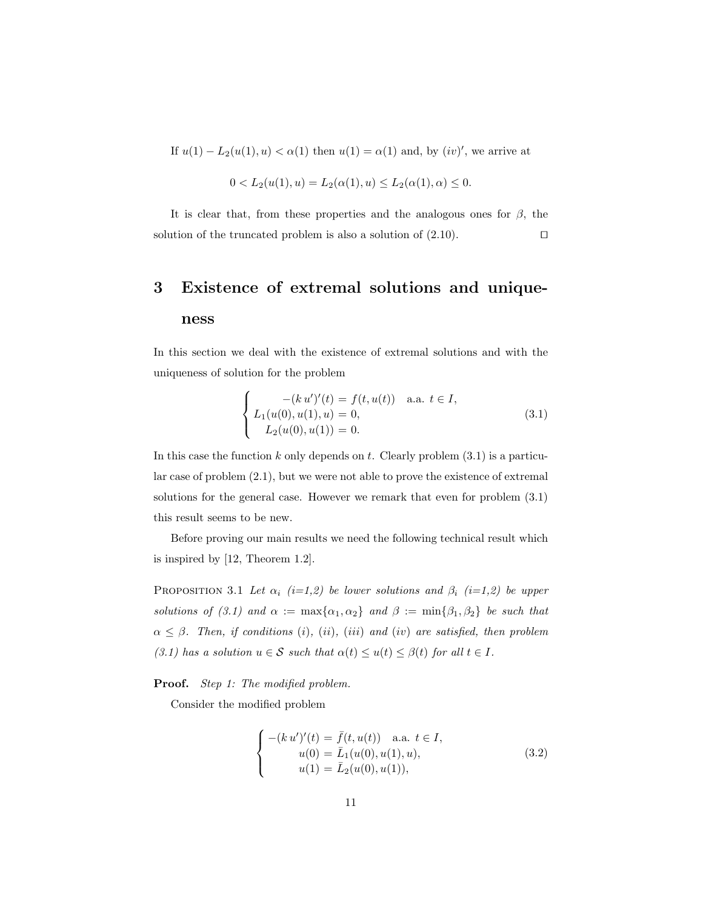If $u(1) - L_2(u(1), u) < \alpha(1)$ then $u(1) = \alpha(1)$ and, by $(iv)'$, we arrive at

$$0 < L_2(u(1), u) = L_2(\alpha(1), u) \leq L_2(\alpha(1), \alpha) \leq 0.$$

It is clear that, from these properties and the analogous ones for $\beta$, the solution of the truncated problem is also a solution of (2.10). □

# 3 Existence of extremal solutions and uniqueness

In this section we deal with the existence of extremal solutions and with the uniqueness of solution for the problem

$$\begin{cases} -(k\,u')'(t) = f(t, u(t)) \quad \text{a.a. } t \in I, \\ L_1(u(0), u(1), u) = 0, \\ L_2(u(0), u(1)) = 0. \end{cases} \tag{3.1}$$

In this case the function $k$ only depends on $t$. Clearly problem (3.1) is a particular case of problem (2.1), but we were not able to prove the existence of extremal solutions for the general case. However we remark that even for problem (3.1) this result seems to be new.

Before proving our main results we need the following technical result which is inspired by [12, Theorem 1.2].

Proposition 3.1 *Let $\alpha_i$ (i=1,2) be lower solutions and $\beta_i$ (i=1,2) be upper solutions of (3.1) and $\alpha := \max\{\alpha_1, \alpha_2\}$ and $\beta := \min\{\beta_1, \beta_2\}$ be such that $\alpha \leq \beta$. Then, if conditions (i), (ii), (iii) and (iv) are satisfied, then problem (3.1) has a solution $u \in \mathcal{S}$ such that $\alpha(t) \leq u(t) \leq \beta(t)$ for all $t \in I$.*

**Proof.** *Step 1: The modified problem.*

Consider the modified problem

$$\begin{cases} -(k\,u')'(t) = \bar{f}(t, u(t)) \quad \text{a.a. } t \in I, \\ u(0) = \bar{L}_1(u(0), u(1), u), \\ u(1) = \bar{L}_2(u(0), u(1)), \end{cases} \tag{3.2}$$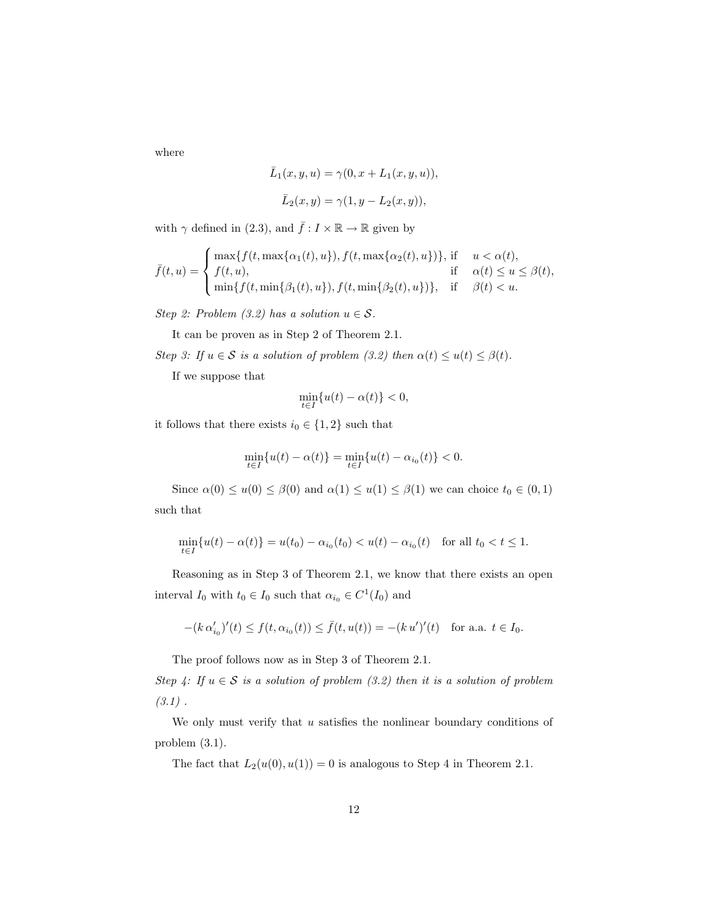where

$$\bar{L}_1(x, y, u) = \gamma(0, x + L_1(x, y, u)),$$

$$\bar{L}_2(x, y) = \gamma(1, y - L_2(x, y)),$$

with $\gamma$ defined in (2.3), and $\bar{f} : I \times \mathbb{R} \to \mathbb{R}$ given by

$$\bar{f}(t, u) = \begin{cases} \max\{f(t, \max\{\alpha_1(t), u\}), f(t, \max\{\alpha_2(t), u\})\}, & \text{if} \quad u < \alpha(t), \\ f(t, u), & \text{if} \quad \alpha(t) \leq u \leq \beta(t), \\ \min\{f(t, \min\{\beta_1(t), u\}), f(t, \min\{\beta_2(t), u\})\}, & \text{if} \quad \beta(t) < u. \end{cases}$$

*Step 2: Problem (3.2) has a solution $u \in \mathcal{S}$.*

It can be proven as in Step 2 of Theorem 2.1.

*Step 3: If $u \in \mathcal{S}$ is a solution of problem (3.2) then $\alpha(t) \leq u(t) \leq \beta(t)$.*

If we suppose that

$$\min_{t \in I}\{u(t) - \alpha(t)\} < 0,$$

it follows that there exists $i_0 \in \{1, 2\}$ such that

$$\min_{t \in I}\{u(t) - \alpha(t)\} = \min_{t \in I}\{u(t) - \alpha_{i_0}(t)\} < 0.$$

Since $\alpha(0) \leq u(0) \leq \beta(0)$ and $\alpha(1) \leq u(1) \leq \beta(1)$ we can choice $t_0 \in (0, 1)$ such that

$$\min_{t \in I}\{u(t) - \alpha(t)\} = u(t_0) - \alpha_{i_0}(t_0) < u(t) - \alpha_{i_0}(t) \quad \text{for all } t_0 < t \leq 1.$$

Reasoning as in Step 3 of Theorem 2.1, we know that there exists an open interval $I_0$ with $t_0 \in I_0$ such that $\alpha_{i_0} \in C^1(I_0)$ and

$$-(k\, \alpha_{i_0}')'(t) \leq f(t, \alpha_{i_0}(t)) \leq \bar{f}(t, u(t)) = -(k\, u')'(t) \quad \text{for a.a. } t \in I_0.$$

The proof follows now as in Step 3 of Theorem 2.1.

*Step 4: If $u \in \mathcal{S}$ is a solution of problem (3.2) then it is a solution of problem (3.1) .*

We only must verify that $u$ satisfies the nonlinear boundary conditions of problem (3.1).

The fact that $L_2(u(0), u(1)) = 0$ is analogous to Step 4 in Theorem 2.1.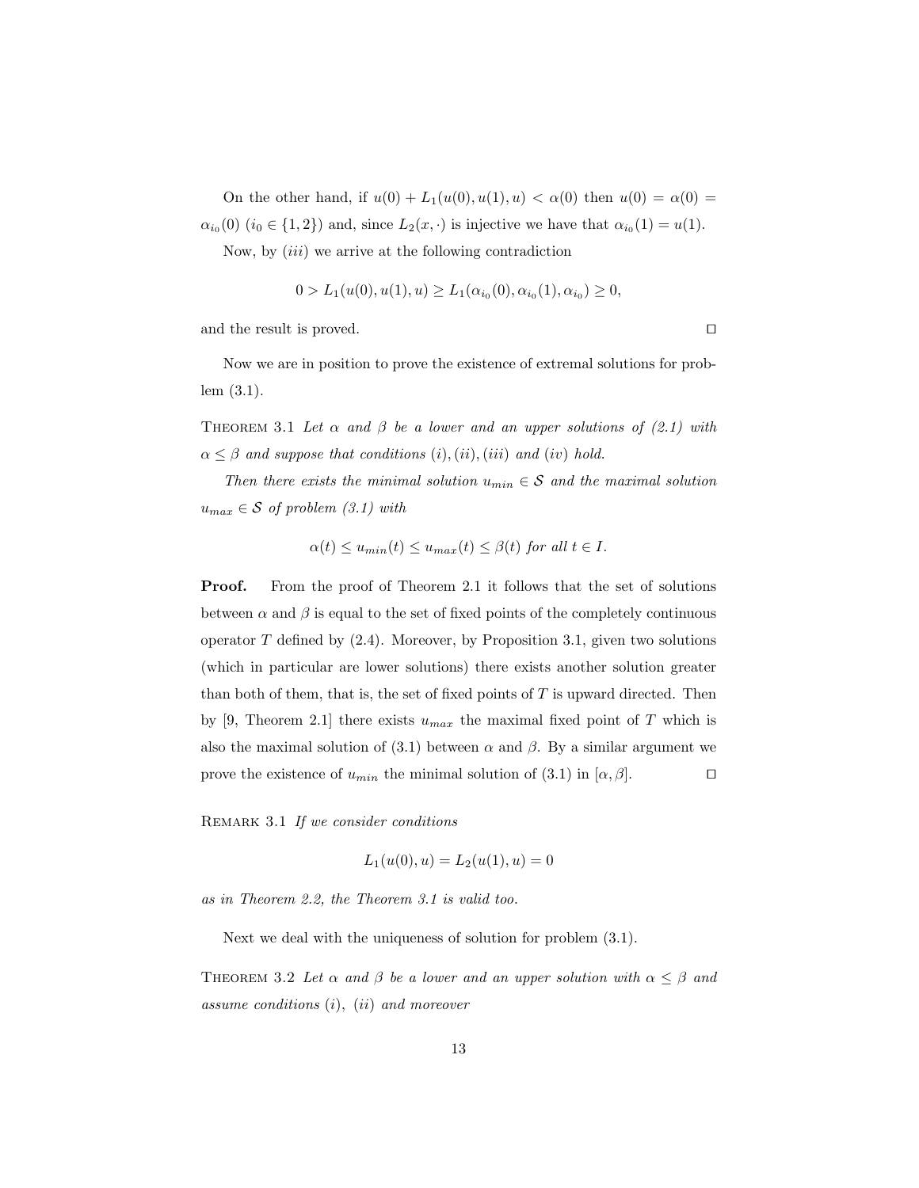On the other hand, if $u(0) + L_1(u(0), u(1), u) < \alpha(0)$ then $u(0) = \alpha(0) = \alpha_{i_0}(0)$ ($i_0 \in \{1, 2\}$) and, since $L_2(x, \cdot)$ is injective we have that $\alpha_{i_0}(1) = u(1)$.

Now, by $(iii)$ we arrive at the following contradiction

$$0 > L_1(u(0), u(1), u) \geq L_1(\alpha_{i_0}(0), \alpha_{i_0}(1), \alpha_{i_0}) \geq 0,$$

and the result is proved. ◻

Now we are in position to prove the existence of extremal solutions for problem (3.1).

Theorem 3.1 *Let $\alpha$ and $\beta$ be a lower and an upper solutions of (2.1) with $\alpha \leq \beta$ and suppose that conditions $(i), (ii), (iii)$ and $(iv)$ hold.*

*Then there exists the minimal solution $u_{min} \in \mathcal{S}$ and the maximal solution $u_{max} \in \mathcal{S}$ of problem (3.1) with*

$$\alpha(t) \leq u_{min}(t) \leq u_{max}(t) \leq \beta(t) \text{ for all } t \in I.$$

**Proof.** From the proof of Theorem 2.1 it follows that the set of solutions between $\alpha$ and $\beta$ is equal to the set of fixed points of the completely continuous operator $T$ defined by (2.4). Moreover, by Proposition 3.1, given two solutions (which in particular are lower solutions) there exists another solution greater than both of them, that is, the set of fixed points of $T$ is upward directed. Then by [9, Theorem 2.1] there exists $u_{max}$ the maximal fixed point of $T$ which is also the maximal solution of (3.1) between $\alpha$ and $\beta$. By a similar argument we prove the existence of $u_{min}$ the minimal solution of (3.1) in $[\alpha, \beta]$. ◻

Remark 3.1 *If we consider conditions*

$$L_1(u(0), u) = L_2(u(1), u) = 0$$

*as in Theorem 2.2, the Theorem 3.1 is valid too.*

Next we deal with the uniqueness of solution for problem (3.1).

Theorem 3.2 *Let $\alpha$ and $\beta$ be a lower and an upper solution with $\alpha \leq \beta$ and assume conditions $(i)$, $(ii)$ and moreover*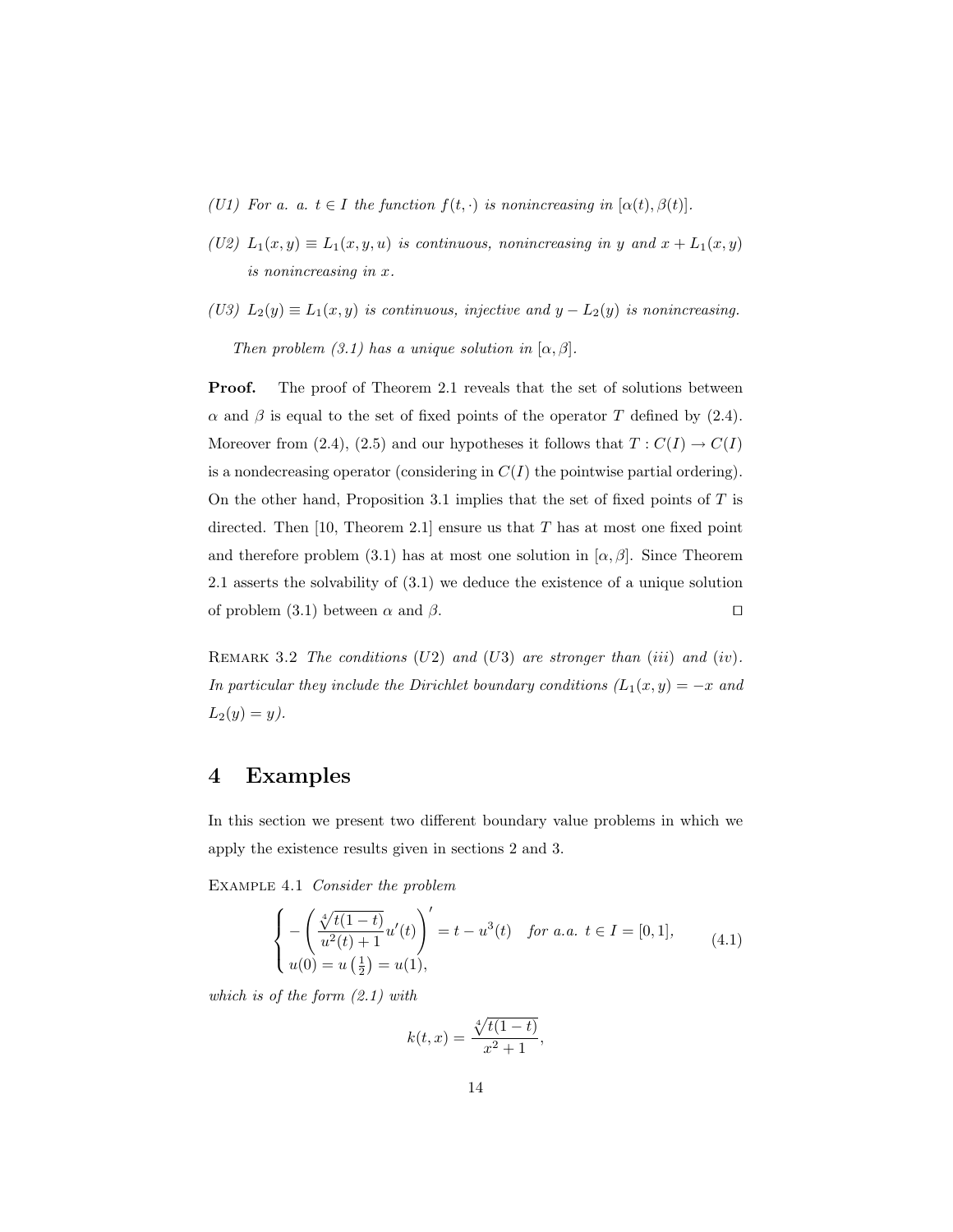*(U1) For a. a. $t \in I$ the function $f(t, \cdot)$ is nonincreasing in $[\alpha(t), \beta(t)]$.*

*(U2) $L_1(x, y) \equiv L_1(x, y, u)$ is continuous, nonincreasing in $y$ and $x + L_1(x, y)$ is nonincreasing in $x$.*

*(U3) $L_2(y) \equiv L_1(x, y)$ is continuous, injective and $y - L_2(y)$ is nonincreasing.*

*Then problem (3.1) has a unique solution in $[\alpha, \beta]$.*

**Proof.** The proof of Theorem 2.1 reveals that the set of solutions between $\alpha$ and $\beta$ is equal to the set of fixed points of the operator $T$ defined by (2.4). Moreover from (2.4), (2.5) and our hypotheses it follows that $T : C(I) \to C(I)$ is a nondecreasing operator (considering in $C(I)$ the pointwise partial ordering). On the other hand, Proposition 3.1 implies that the set of fixed points of $T$ is directed. Then [10, Theorem 2.1] ensure us that $T$ has at most one fixed point and therefore problem (3.1) has at most one solution in $[\alpha, \beta]$. Since Theorem 2.1 asserts the solvability of (3.1) we deduce the existence of a unique solution of problem (3.1) between $\alpha$ and $\beta$. □

Remark 3.2 *The conditions (U2) and (U3) are stronger than (iii) and (iv). In particular they include the Dirichlet boundary conditions ($L_1(x, y) = -x$ and $L_2(y) = y$).*

# 4 Examples

In this section we present two different boundary value problems in which we apply the existence results given in sections 2 and 3.

Example 4.1 *Consider the problem*

$$\begin{cases} -\left( \dfrac{\sqrt[4]{t(1-t)}}{u^2(t)+1} u'(t) \right)' = t - u^3(t) \quad \text{for a.a. } t \in I = [0,1], \\ u(0) = u\left(\frac{1}{2}\right) = u(1), \end{cases} \tag{4.1}$$

*which is of the form (2.1) with*

$$k(t, x) = \frac{\sqrt[4]{t(1-t)}}{x^2+1},$$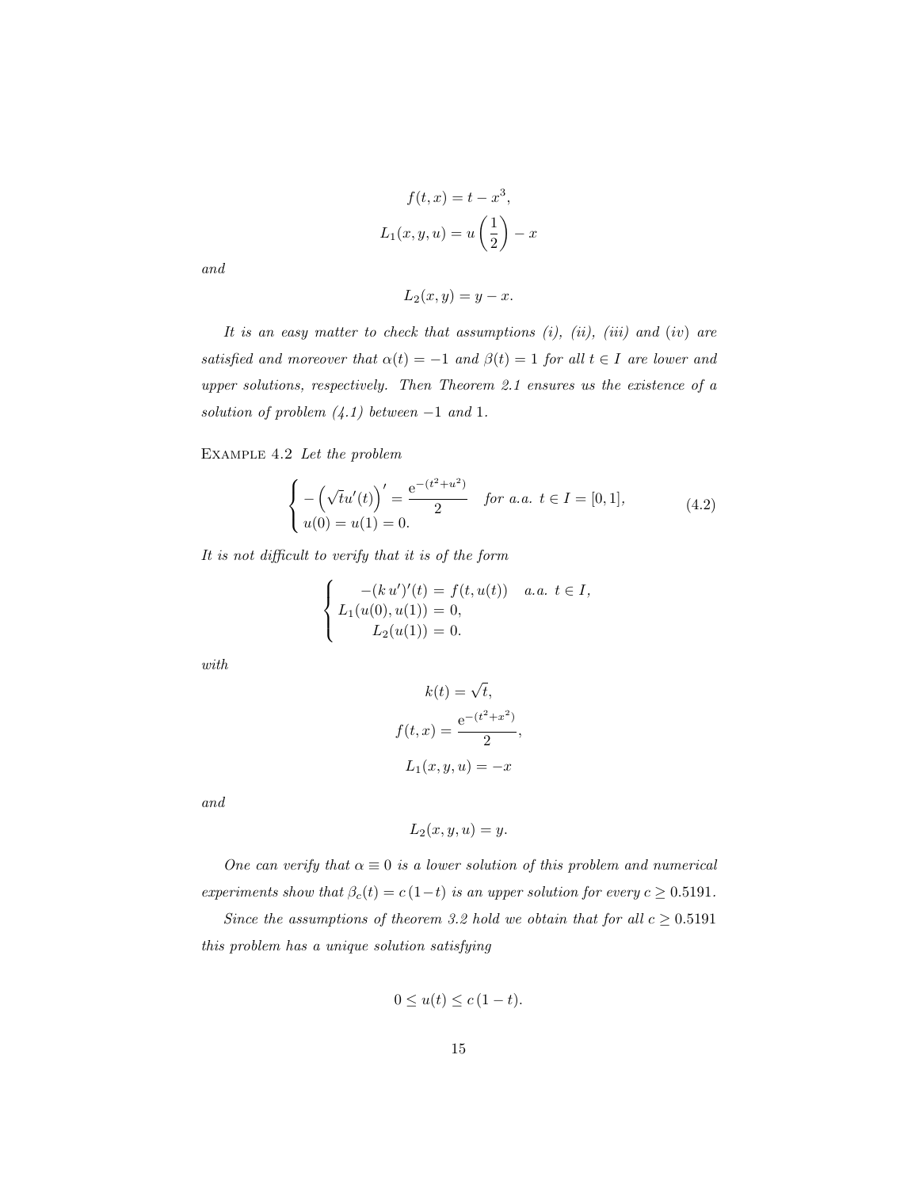$$f(t, x) = t - x^3,$$

$$L_1(x, y, u) = u\left(\frac{1}{2}\right) - x$$

*and*

$$L_2(x, y) = y - x.$$

*It is an easy matter to check that assumptions (i), (ii), (iii) and (iv) are satisfied and moreover that $\alpha(t) = -1$ and $\beta(t) = 1$ for all $t \in I$ are lower and upper solutions, respectively. Then Theorem 2.1 ensures us the existence of a solution of problem (4.1) between $-1$ and $1$.*

EXAMPLE 4.2 *Let the problem*

$$\begin{cases} -\left(\sqrt{t}u'(t)\right)' = \dfrac{\mathrm{e}^{-(t^2+u^2)}}{2} & \text{for a.a. } t \in I = [0, 1], \\ u(0) = u(1) = 0. \end{cases} \tag{4.2}$$

*It is not difficult to verify that it is of the form*

$$\begin{cases} -(k\,u')'(t) = f(t, u(t)) & \text{a.a. } t \in I, \\ L_1(u(0), u(1)) = 0, \\ L_2(u(1)) = 0. \end{cases}$$

*with*

$$k(t) = \sqrt{t},$$

$$f(t, x) = \frac{\mathrm{e}^{-(t^2+x^2)}}{2},$$

$$L_1(x, y, u) = -x$$

*and*

$$L_2(x, y, u) = y.$$

*One can verify that $\alpha \equiv 0$ is a lower solution of this problem and numerical experiments show that $\beta_c(t) = c\,(1-t)$ is an upper solution for every $c \geq 0.5191$.*

*Since the assumptions of theorem 3.2 hold we obtain that for all $c \geq 0.5191$ this problem has a unique solution satisfying*

$$0 \leq u(t) \leq c\,(1-t).$$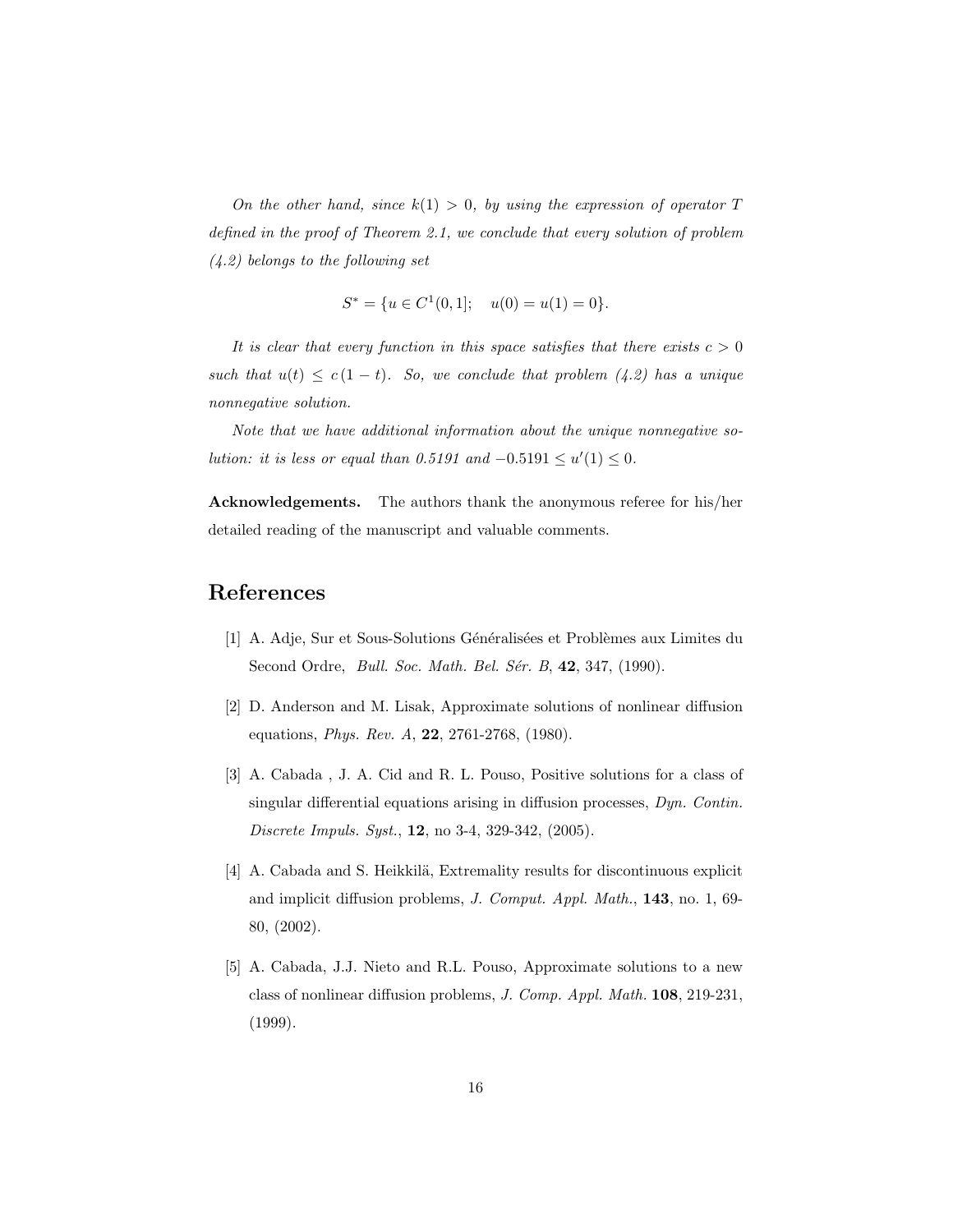*On the other hand, since $k(1) > 0$, by using the expression of operator $T$ defined in the proof of Theorem 2.1, we conclude that every solution of problem (4.2) belongs to the following set*

$$S^* = \{u \in C^1(0,1]; \quad u(0) = u(1) = 0\}.$$

*It is clear that every function in this space satisfies that there exists $c > 0$ such that $u(t) \leq c\,(1-t)$. So, we conclude that problem (4.2) has a unique nonnegative solution.*

*Note that we have additional information about the unique nonnegative solution: it is less or equal than 0.5191 and $-0.5191 \leq u'(1) \leq 0$.*

**Acknowledgements.** The authors thank the anonymous referee for his/her detailed reading of the manuscript and valuable comments.

## References

[1] A. Adje, Sur et Sous-Solutions Généralisées et Problèmes aux Limites du Second Ordre, *Bull. Soc. Math. Bel. Sér. B*, **42**, 347, (1990).

[2] D. Anderson and M. Lisak, Approximate solutions of nonlinear diffusion equations, *Phys. Rev. A*, **22**, 2761-2768, (1980).

[3] A. Cabada , J. A. Cid and R. L. Pouso, Positive solutions for a class of singular differential equations arising in diffusion processes, *Dyn. Contin. Discrete Impuls. Syst.*, **12**, no 3-4, 329-342, (2005).

[4] A. Cabada and S. Heikkilä, Extremality results for discontinuous explicit and implicit diffusion problems, *J. Comput. Appl. Math.*, **143**, no. 1, 69-80, (2002).

[5] A. Cabada, J.J. Nieto and R.L. Pouso, Approximate solutions to a new class of nonlinear diffusion problems, *J. Comp. Appl. Math.* **108**, 219-231, (1999).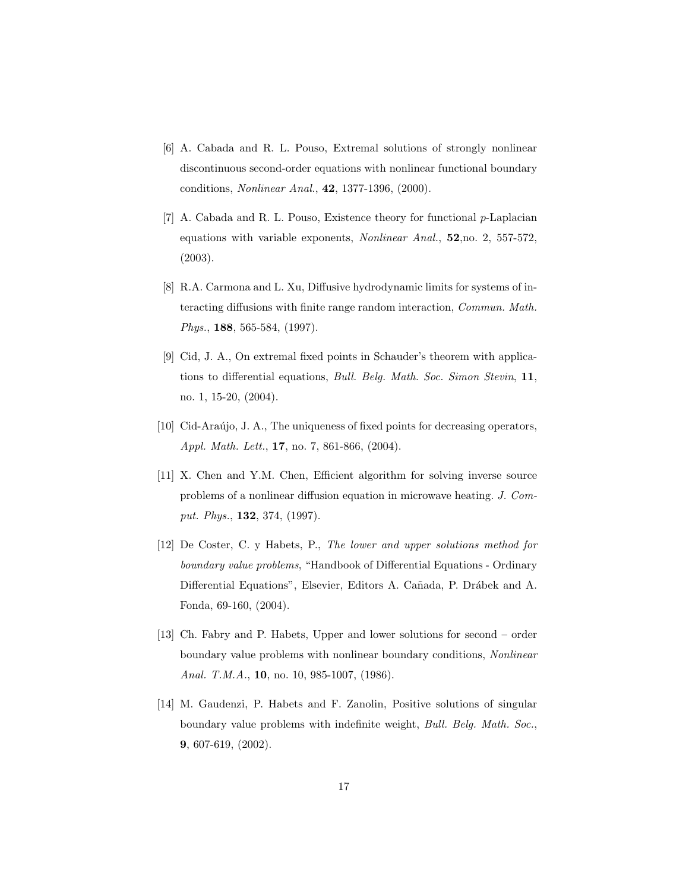[6] A. Cabada and R. L. Pouso, Extremal solutions of strongly nonlinear discontinuous second-order equations with nonlinear functional boundary conditions, *Nonlinear Anal.*, **42**, 1377-1396, (2000).

[7] A. Cabada and R. L. Pouso, Existence theory for functional $p$-Laplacian equations with variable exponents, *Nonlinear Anal.*, **52**,no. 2, 557-572, (2003).

[8] R.A. Carmona and L. Xu, Diffusive hydrodynamic limits for systems of interacting diffusions with finite range random interaction, *Commun. Math. Phys.*, **188**, 565-584, (1997).

[9] Cid, J. A., On extremal fixed points in Schauder's theorem with applications to differential equations, *Bull. Belg. Math. Soc. Simon Stevin*, **11**, no. 1, 15-20, (2004).

[10] Cid-Araújo, J. A., The uniqueness of fixed points for decreasing operators, *Appl. Math. Lett.*, **17**, no. 7, 861-866, (2004).

[11] X. Chen and Y.M. Chen, Efficient algorithm for solving inverse source problems of a nonlinear diffusion equation in microwave heating. *J. Comput. Phys.*, **132**, 374, (1997).

[12] De Coster, C. y Habets, P., *The lower and upper solutions method for boundary value problems*, "Handbook of Differential Equations - Ordinary Differential Equations", Elsevier, Editors A. Cañada, P. Drábek and A. Fonda, 69-160, (2004).

[13] Ch. Fabry and P. Habets, Upper and lower solutions for second – order boundary value problems with nonlinear boundary conditions, *Nonlinear Anal. T.M.A.*, **10**, no. 10, 985-1007, (1986).

[14] M. Gaudenzi, P. Habets and F. Zanolin, Positive solutions of singular boundary value problems with indefinite weight, *Bull. Belg. Math. Soc.*, **9**, 607-619, (2002).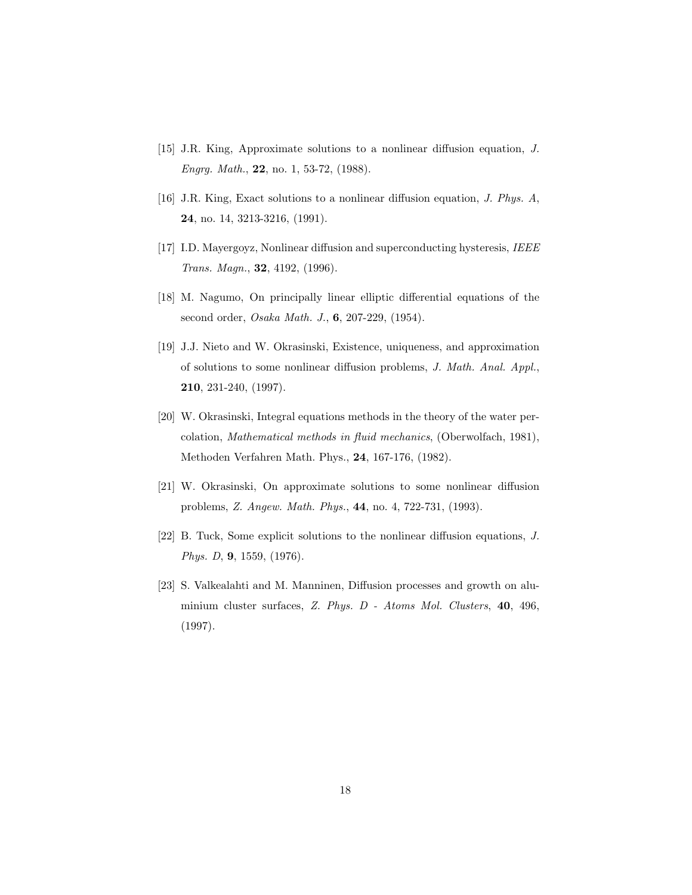[15] J.R. King, Approximate solutions to a nonlinear diffusion equation, *J. Engrg. Math.*, **22**, no. 1, 53-72, (1988).

[16] J.R. King, Exact solutions to a nonlinear diffusion equation, *J. Phys. A*, **24**, no. 14, 3213-3216, (1991).

[17] I.D. Mayergoyz, Nonlinear diffusion and superconducting hysteresis, *IEEE Trans. Magn.*, **32**, 4192, (1996).

[18] M. Nagumo, On principally linear elliptic differential equations of the second order, *Osaka Math. J.*, **6**, 207-229, (1954).

[19] J.J. Nieto and W. Okrasinski, Existence, uniqueness, and approximation of solutions to some nonlinear diffusion problems, *J. Math. Anal. Appl.*, **210**, 231-240, (1997).

[20] W. Okrasinski, Integral equations methods in the theory of the water percolation, *Mathematical methods in fluid mechanics*, (Oberwolfach, 1981), Methoden Verfahren Math. Phys., **24**, 167-176, (1982).

[21] W. Okrasinski, On approximate solutions to some nonlinear diffusion problems, *Z. Angew. Math. Phys.*, **44**, no. 4, 722-731, (1993).

[22] B. Tuck, Some explicit solutions to the nonlinear diffusion equations, *J. Phys. D*, **9**, 1559, (1976).

[23] S. Valkealahti and M. Manninen, Diffusion processes and growth on aluminium cluster surfaces, *Z. Phys. D - Atoms Mol. Clusters*, **40**, 496, (1997).